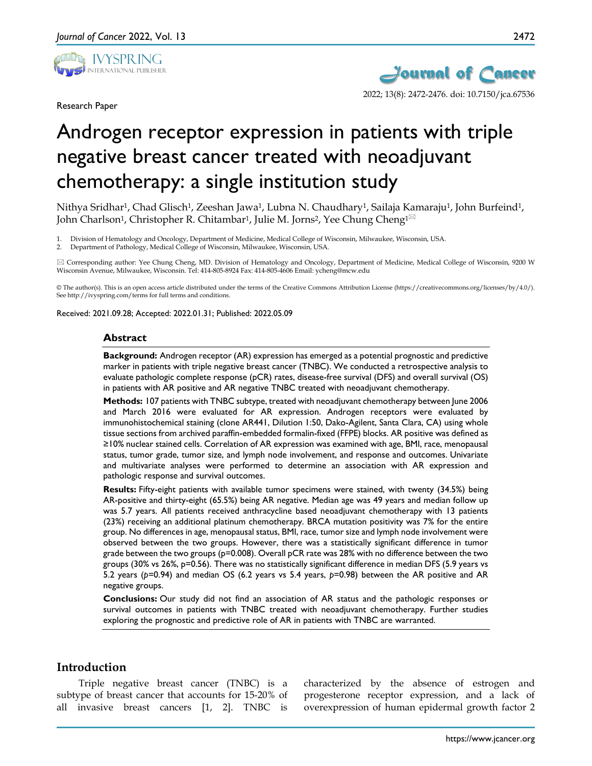Research Paper

# Androgen receptor expression in patients with triple negative breast cancer treated with neoadjuvant chemotherapy: a single institution study

Nithya Sridhar[1], Chad Glisch[1], Zeeshan Jawa[1], Lubna N. Chaudhary[1], Sailaja Kamaraju[1], John Burfeind[1], John Charlson[1], Christopher R. Chitambar[1], Julie M. Jorns[2], Yee Chung Cheng[1]✉

1. Division of Hematology and Oncology, Department of Medicine, Medical College of Wisconsin, Milwaukee, Wisconsin, USA.
2. Department of Pathology, Medical College of Wisconsin, Milwaukee, Wisconsin, USA.

✉ Corresponding author: Yee Chung Cheng, MD. Division of Hematology and Oncology, Department of Medicine, Medical College of Wisconsin, 9200 W Wisconsin Avenue, Milwaukee, Wisconsin. Tel: 414-805-8924 Fax: 414-805-4606 Email: ycheng@mcw.edu

© The author(s). This is an open access article distributed under the terms of the Creative Commons Attribution License (https://creativecommons.org/licenses/by/4.0/). See http://ivyspring.com/terms for full terms and conditions.

Received: 2021.09.28; Accepted: 2022.01.31; Published: 2022.05.09

## Abstract

**Background:** Androgen receptor (AR) expression has emerged as a potential prognostic and predictive marker in patients with triple negative breast cancer (TNBC). We conducted a retrospective analysis to evaluate pathologic complete response (pCR) rates, disease-free survival (DFS) and overall survival (OS) in patients with AR positive and AR negative TNBC treated with neoadjuvant chemotherapy.

**Methods:** 107 patients with TNBC subtype, treated with neoadjuvant chemotherapy between June 2006 and March 2016 were evaluated for AR expression. Androgen receptors were evaluated by immunohistochemical staining (clone AR441, Dilution 1:50, Dako-Agilent, Santa Clara, CA) using whole tissue sections from archived paraffin-embedded formalin-fixed (FFPE) blocks. AR positive was defined as ≥10% nuclear stained cells. Correlation of AR expression was examined with age, BMI, race, menopausal status, tumor grade, tumor size, and lymph node involvement, and response and outcomes. Univariate and multivariate analyses were performed to determine an association with AR expression and pathologic response and survival outcomes.

**Results:** Fifty-eight patients with available tumor specimens were stained, with twenty (34.5%) being AR-positive and thirty-eight (65.5%) being AR negative. Median age was 49 years and median follow up was 5.7 years. All patients received anthracycline based neoadjuvant chemotherapy with 13 patients (23%) receiving an additional platinum chemotherapy. BRCA mutation positivity was 7% for the entire group. No differences in age, menopausal status, BMI, race, tumor size and lymph node involvement were observed between the two groups. However, there was a statistically significant difference in tumor grade between the two groups (p=0.008). Overall pCR rate was 28% with no difference between the two groups (30% vs 26%, p=0.56). There was no statistically significant difference in median DFS (5.9 years vs 5.2 years (*p*=0.94) and median OS (6.2 years vs 5.4 years, *p*=0.98) between the AR positive and AR negative groups.

**Conclusions:** Our study did not find an association of AR status and the pathologic responses or survival outcomes in patients with TNBC treated with neoadjuvant chemotherapy. Further studies exploring the prognostic and predictive role of AR in patients with TNBC are warranted.

## Introduction

Triple negative breast cancer (TNBC) is a subtype of breast cancer that accounts for 15-20% of all invasive breast cancers [1, 2]. TNBC is characterized by the absence of estrogen and progesterone receptor expression, and a lack of overexpression of human epidermal growth factor 2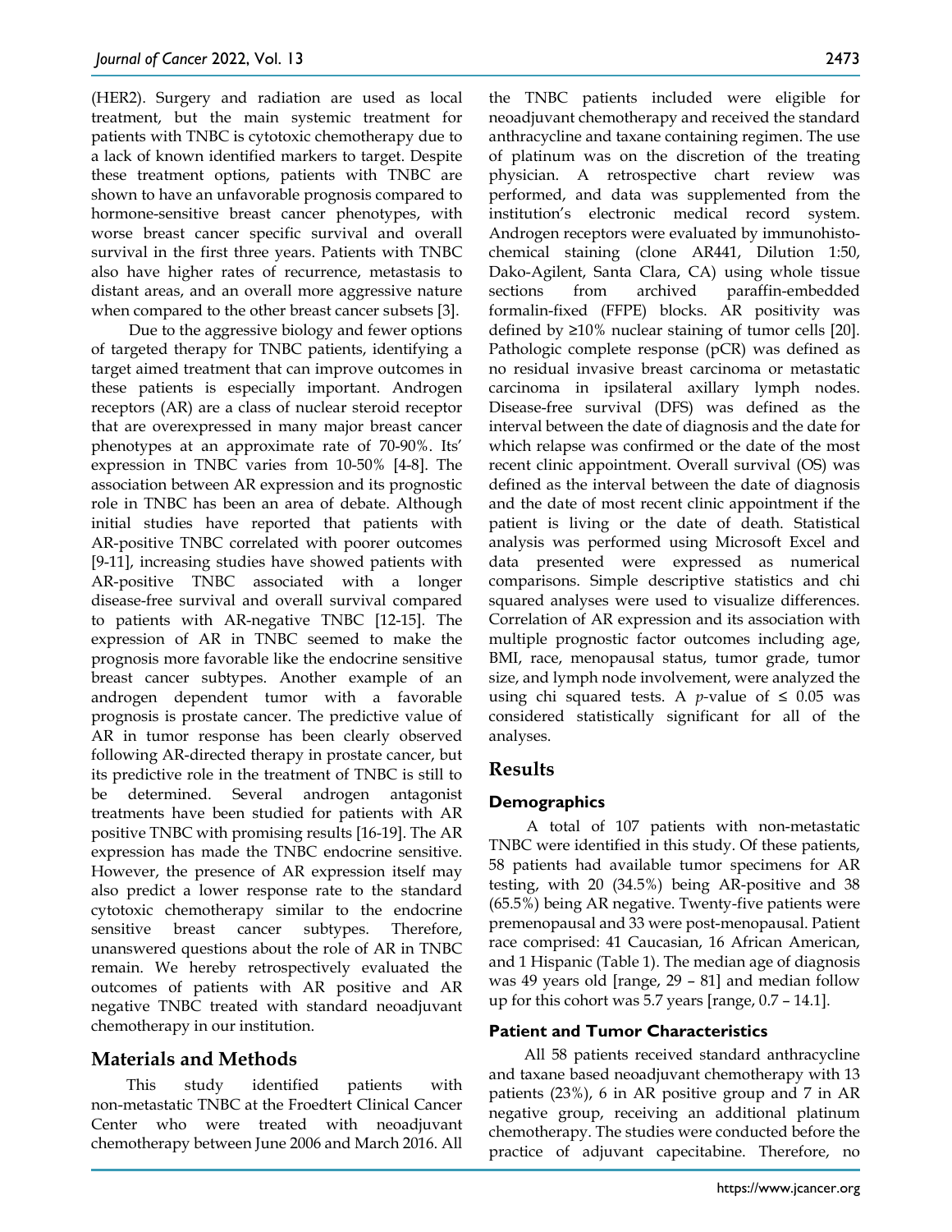(HER2). Surgery and radiation are used as local treatment, but the main systemic treatment for patients with TNBC is cytotoxic chemotherapy due to a lack of known identified markers to target. Despite these treatment options, patients with TNBC are shown to have an unfavorable prognosis compared to hormone-sensitive breast cancer phenotypes, with worse breast cancer specific survival and overall survival in the first three years. Patients with TNBC also have higher rates of recurrence, metastasis to distant areas, and an overall more aggressive nature when compared to the other breast cancer subsets [3].

Due to the aggressive biology and fewer options of targeted therapy for TNBC patients, identifying a target aimed treatment that can improve outcomes in these patients is especially important. Androgen receptors (AR) are a class of nuclear steroid receptor that are overexpressed in many major breast cancer phenotypes at an approximate rate of 70-90%. Its' expression in TNBC varies from 10-50% [4-8]. The association between AR expression and its prognostic role in TNBC has been an area of debate. Although initial studies have reported that patients with AR-positive TNBC correlated with poorer outcomes [9-11], increasing studies have showed patients with AR-positive TNBC associated with a longer disease-free survival and overall survival compared to patients with AR-negative TNBC [12-15]. The expression of AR in TNBC seemed to make the prognosis more favorable like the endocrine sensitive breast cancer subtypes. Another example of an androgen dependent tumor with a favorable prognosis is prostate cancer. The predictive value of AR in tumor response has been clearly observed following AR-directed therapy in prostate cancer, but its predictive role in the treatment of TNBC is still to be determined. Several androgen antagonist treatments have been studied for patients with AR positive TNBC with promising results [16-19]. The AR expression has made the TNBC endocrine sensitive. However, the presence of AR expression itself may also predict a lower response rate to the standard cytotoxic chemotherapy similar to the endocrine sensitive breast cancer subtypes. Therefore, unanswered questions about the role of AR in TNBC remain. We hereby retrospectively evaluated the outcomes of patients with AR positive and AR negative TNBC treated with standard neoadjuvant chemotherapy in our institution.

## Materials and Methods

This study identified patients with non-metastatic TNBC at the Froedtert Clinical Cancer Center who were treated with neoadjuvant chemotherapy between June 2006 and March 2016. All the TNBC patients included were eligible for neoadjuvant chemotherapy and received the standard anthracycline and taxane containing regimen. The use of platinum was on the discretion of the treating physician. A retrospective chart review was performed, and data was supplemented from the institution's electronic medical record system. Androgen receptors were evaluated by immunohistochemical staining (clone AR441, Dilution 1:50, Dako-Agilent, Santa Clara, CA) using whole tissue sections from archived paraffin-embedded formalin-fixed (FFPE) blocks. AR positivity was defined by ≥10% nuclear staining of tumor cells [20]. Pathologic complete response (pCR) was defined as no residual invasive breast carcinoma or metastatic carcinoma in ipsilateral axillary lymph nodes. Disease-free survival (DFS) was defined as the interval between the date of diagnosis and the date for which relapse was confirmed or the date of the most recent clinic appointment. Overall survival (OS) was defined as the interval between the date of diagnosis and the date of most recent clinic appointment if the patient is living or the date of death. Statistical analysis was performed using Microsoft Excel and data presented were expressed as numerical comparisons. Simple descriptive statistics and chi squared analyses were used to visualize differences. Correlation of AR expression and its association with multiple prognostic factor outcomes including age, BMI, race, menopausal status, tumor grade, tumor size, and lymph node involvement, were analyzed the using chi squared tests. A $p$-value of $\leq 0.05$ was considered statistically significant for all of the analyses.

## Results

### Demographics

A total of 107 patients with non-metastatic TNBC were identified in this study. Of these patients, 58 patients had available tumor specimens for AR testing, with 20 (34.5%) being AR-positive and 38 (65.5%) being AR negative. Twenty-five patients were premenopausal and 33 were post-menopausal. Patient race comprised: 41 Caucasian, 16 African American, and 1 Hispanic (Table 1). The median age of diagnosis was 49 years old [range, 29 – 81] and median follow up for this cohort was 5.7 years [range, 0.7 – 14.1].

### Patient and Tumor Characteristics

All 58 patients received standard anthracycline and taxane based neoadjuvant chemotherapy with 13 patients (23%), 6 in AR positive group and 7 in AR negative group, receiving an additional platinum chemotherapy. The studies were conducted before the practice of adjuvant capecitabine. Therefore, no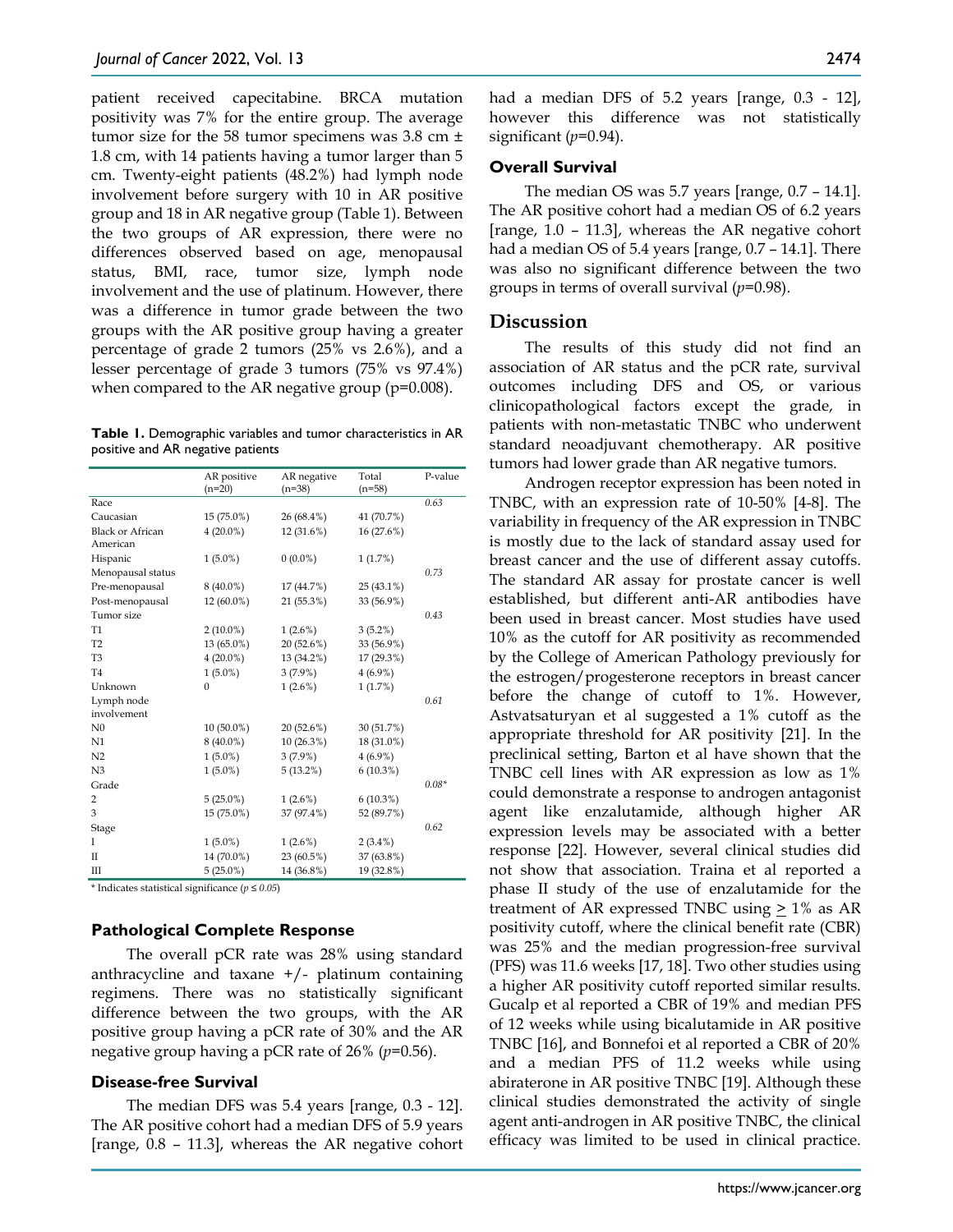patient received capecitabine. BRCA mutation positivity was 7% for the entire group. The average tumor size for the 58 tumor specimens was 3.8 cm ± 1.8 cm, with 14 patients having a tumor larger than 5 cm. Twenty-eight patients (48.2%) had lymph node involvement before surgery with 10 in AR positive group and 18 in AR negative group (Table 1). Between the two groups of AR expression, there were no differences observed based on age, menopausal status, BMI, race, tumor size, lymph node involvement and the use of platinum. However, there was a difference in tumor grade between the two groups with the AR positive group having a greater percentage of grade 2 tumors (25% vs 2.6%), and a lesser percentage of grade 3 tumors (75% vs 97.4%) when compared to the AR negative group (p=0.008).

**Table 1.** Demographic variables and tumor characteristics in AR positive and AR negative patients

| | AR positive (n=20) | AR negative (n=38) | Total (n=58) | P-value |
|---|---|---|---|---|
| Race | | | | *0.63* |
| Caucasian | 15 (75.0%) | 26 (68.4%) | 41 (70.7%) | |
| Black or African American | 4 (20.0%) | 12 (31.6%) | 16 (27.6%) | |
| Hispanic | 1 (5.0%) | 0 (0.0%) | 1 (1.7%) | |
| Menopausal status | | | | *0.73* |
| Pre-menopausal | 8 (40.0%) | 17 (44.7%) | 25 (43.1%) | |
| Post-menopausal | 12 (60.0%) | 21 (55.3%) | 33 (56.9%) | |
| Tumor size | | | | *0.43* |
| T1 | 2 (10.0%) | 1 (2.6%) | 3 (5.2%) | |
| T2 | 13 (65.0%) | 20 (52.6%) | 33 (56.9%) | |
| T3 | 4 (20.0%) | 13 (34.2%) | 17 (29.3%) | |
| T4 | 1 (5.0%) | 3 (7.9%) | 4 (6.9%) | |
| Unknown | 0 | 1 (2.6%) | 1 (1.7%) | |
| Lymph node involvement | | | | *0.61* |
| N0 | 10 (50.0%) | 20 (52.6%) | 30 (51.7%) | |
| N1 | 8 (40.0%) | 10 (26.3%) | 18 (31.0%) | |
| N2 | 1 (5.0%) | 3 (7.9%) | 4 (6.9%) | |
| N3 | 1 (5.0%) | 5 (13.2%) | 6 (10.3%) | |
| Grade | | | | *0.08** |
| 2 | 5 (25.0%) | 1 (2.6%) | 6 (10.3%) | |
| 3 | 15 (75.0%) | 37 (97.4%) | 52 (89.7%) | |
| Stage | | | | *0.62* |
| I | 1 (5.0%) | 1 (2.6%) | 2 (3.4%) | |
| II | 14 (70.0%) | 23 (60.5%) | 37 (63.8%) | |
| III | 5 (25.0%) | 14 (36.8%) | 19 (32.8%) | |

\* Indicates statistical significance ($p \leq 0.05$)

### Pathological Complete Response

The overall pCR rate was 28% using standard anthracycline and taxane +/- platinum containing regimens. There was no statistically significant difference between the two groups, with the AR positive group having a pCR rate of 30% and the AR negative group having a pCR rate of 26% (*p*=0.56).

### Disease-free Survival

The median DFS was 5.4 years [range, 0.3 - 12]. The AR positive cohort had a median DFS of 5.9 years [range, 0.8 – 11.3], whereas the AR negative cohort had a median DFS of 5.2 years [range, 0.3 - 12], however this difference was not statistically significant (*p*=0.94).

### Overall Survival

The median OS was 5.7 years [range, 0.7 – 14.1]. The AR positive cohort had a median OS of 6.2 years [range, 1.0 – 11.3], whereas the AR negative cohort had a median OS of 5.4 years [range, 0.7 – 14.1]. There was also no significant difference between the two groups in terms of overall survival (*p*=0.98).

## Discussion

The results of this study did not find an association of AR status and the pCR rate, survival outcomes including DFS and OS, or various clinicopathological factors except the grade, in patients with non-metastatic TNBC who underwent standard neoadjuvant chemotherapy. AR positive tumors had lower grade than AR negative tumors.

Androgen receptor expression has been noted in TNBC, with an expression rate of 10-50% [4-8]. The variability in frequency of the AR expression in TNBC is mostly due to the lack of standard assay used for breast cancer and the use of different assay cutoffs. The standard AR assay for prostate cancer is well established, but different anti-AR antibodies have been used in breast cancer. Most studies have used 10% as the cutoff for AR positivity as recommended by the College of American Pathology previously for the estrogen/progesterone receptors in breast cancer before the change of cutoff to 1%. However, Astvatsaturyan et al suggested a 1% cutoff as the appropriate threshold for AR positivity [21]. In the preclinical setting, Barton et al have shown that the TNBC cell lines with AR expression as low as 1% could demonstrate a response to androgen antagonist agent like enzalutamide, although higher AR expression levels may be associated with a better response [22]. However, several clinical studies did not show that association. Traina et al reported a phase II study of the use of enzalutamide for the treatment of AR expressed TNBC using ≥ 1% as AR positivity cutoff, where the clinical benefit rate (CBR) was 25% and the median progression-free survival (PFS) was 11.6 weeks [17, 18]. Two other studies using a higher AR positivity cutoff reported similar results. Gucalp et al reported a CBR of 19% and median PFS of 12 weeks while using bicalutamide in AR positive TNBC [16], and Bonnefoi et al reported a CBR of 20% and a median PFS of 11.2 weeks while using abiraterone in AR positive TNBC [19]. Although these clinical studies demonstrated the activity of single agent anti-androgen in AR positive TNBC, the clinical efficacy was limited to be used in clinical practice.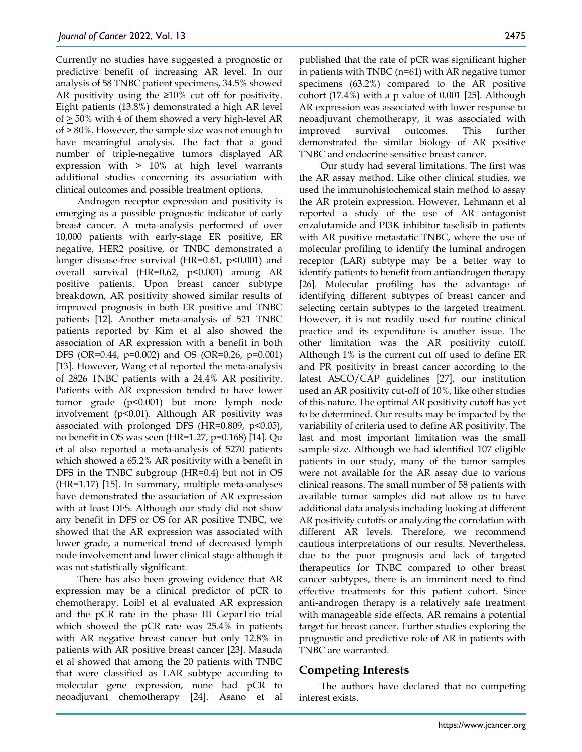Currently no studies have suggested a prognostic or predictive benefit of increasing AR level. In our analysis of 58 TNBC patient specimens, 34.5% showed AR positivity using the ≥10% cut off for positivity. Eight patients (13.8%) demonstrated a high AR level of ≥ 50% with 4 of them showed a very high-level AR of ≥ 80%. However, the sample size was not enough to have meaningful analysis. The fact that a good number of triple-negative tumors displayed AR expression with > 10% at high level warrants additional studies concerning its association with clinical outcomes and possible treatment options.

Androgen receptor expression and positivity is emerging as a possible prognostic indicator of early breast cancer. A meta-analysis performed of over 10,000 patients with early-stage ER positive, ER negative, HER2 positive, or TNBC demonstrated a longer disease-free survival (HR=0.61, p<0.001) and overall survival (HR=0.62, p<0.001) among AR positive patients. Upon breast cancer subtype breakdown, AR positivity showed similar results of improved prognosis in both ER positive and TNBC patients [12]. Another meta-analysis of 521 TNBC patients reported by Kim et al also showed the association of AR expression with a benefit in both DFS (OR=0.44, p=0.002) and OS (OR=0.26, p=0.001) [13]. However, Wang et al reported the meta-analysis of 2826 TNBC patients with a 24.4% AR positivity. Patients with AR expression tended to have lower tumor grade (p<0.001) but more lymph node involvement (p<0.01). Although AR positivity was associated with prolonged DFS (HR=0.809, p<0.05), no benefit in OS was seen (HR=1.27, p=0.168) [14]. Qu et al also reported a meta-analysis of 5270 patients which showed a 65.2% AR positivity with a benefit in DFS in the TNBC subgroup (HR=0.4) but not in OS (HR=1.17) [15]. In summary, multiple meta-analyses have demonstrated the association of AR expression with at least DFS. Although our study did not show any benefit in DFS or OS for AR positive TNBC, we showed that the AR expression was associated with lower grade, a numerical trend of decreased lymph node involvement and lower clinical stage although it was not statistically significant.

There has also been growing evidence that AR expression may be a clinical predictor of pCR to chemotherapy. Loibl et al evaluated AR expression and the pCR rate in the phase III GeparTrio trial which showed the pCR rate was 25.4% in patients with AR negative breast cancer but only 12.8% in patients with AR positive breast cancer [23]. Masuda et al showed that among the 20 patients with TNBC that were classified as LAR subtype according to molecular gene expression, none had pCR to neoadjuvant chemotherapy [24]. Asano et al published that the rate of pCR was significant higher in patients with TNBC (n=61) with AR negative tumor specimens (63.2%) compared to the AR positive cohort (17.4%) with a p value of 0.001 [25]. Although AR expression was associated with lower response to neoadjuvant chemotherapy, it was associated with improved survival outcomes. This further demonstrated the similar biology of AR positive TNBC and endocrine sensitive breast cancer.

Our study had several limitations. The first was the AR assay method. Like other clinical studies, we used the immunohistochemical stain method to assay the AR protein expression. However, Lehmann et al reported a study of the use of AR antagonist enzalutamide and PI3K inhibitor taselisib in patients with AR positive metastatic TNBC, where the use of molecular profiling to identify the luminal androgen receptor (LAR) subtype may be a better way to identify patients to benefit from antiandrogen therapy [26]. Molecular profiling has the advantage of identifying different subtypes of breast cancer and selecting certain subtypes to the targeted treatment. However, it is not readily used for routine clinical practice and its expenditure is another issue. The other limitation was the AR positivity cutoff. Although 1% is the current cut off used to define ER and PR positivity in breast cancer according to the latest ASCO/CAP guidelines [27], our institution used an AR positivity cut-off of 10%, like other studies of this nature. The optimal AR positivity cutoff has yet to be determined. Our results may be impacted by the variability of criteria used to define AR positivity. The last and most important limitation was the small sample size. Although we had identified 107 eligible patients in our study, many of the tumor samples were not available for the AR assay due to various clinical reasons. The small number of 58 patients with available tumor samples did not allow us to have additional data analysis including looking at different AR positivity cutoffs or analyzing the correlation with different AR levels. Therefore, we recommend cautious interpretations of our results. Nevertheless, due to the poor prognosis and lack of targeted therapeutics for TNBC compared to other breast cancer subtypes, there is an imminent need to find effective treatments for this patient cohort. Since anti-androgen therapy is a relatively safe treatment with manageable side effects, AR remains a potential target for breast cancer. Further studies exploring the prognostic and predictive role of AR in patients with TNBC are warranted.

## Competing Interests

The authors have declared that no competing interest exists.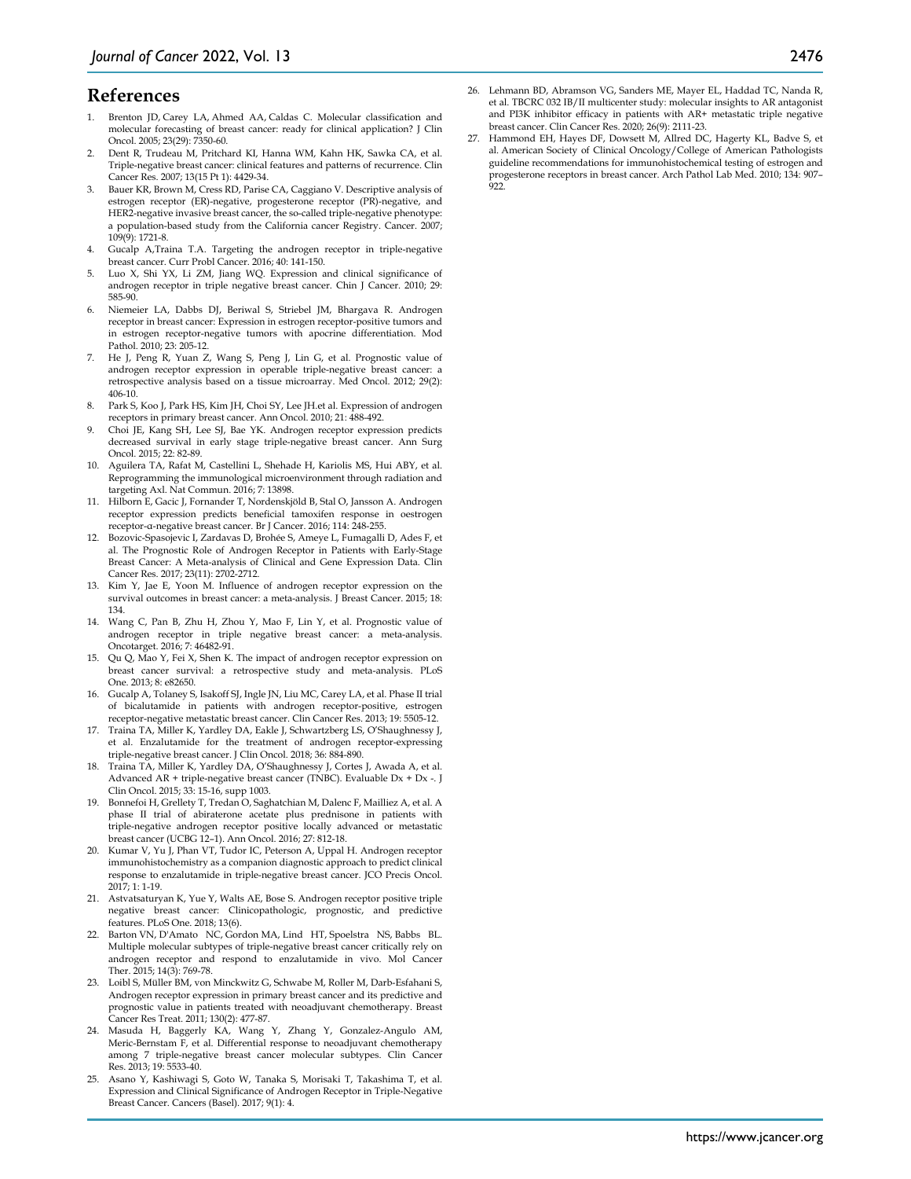## References

1. Brenton JD, Carey LA, Ahmed AA, Caldas C. Molecular classification and molecular forecasting of breast cancer: ready for clinical application? J Clin Oncol. 2005; 23(29): 7350-60.
2. Dent R, Trudeau M, Pritchard KI, Hanna WM, Kahn HK, Sawka CA, et al. Triple-negative breast cancer: clinical features and patterns of recurrence. Clin Cancer Res. 2007; 13(15 Pt 1): 4429-34.
3. Bauer KR, Brown M, Cress RD, Parise CA, Caggiano V. Descriptive analysis of estrogen receptor (ER)-negative, progesterone receptor (PR)-negative, and HER2-negative invasive breast cancer, the so-called triple-negative phenotype: a population-based study from the California cancer Registry. Cancer. 2007; 109(9): 1721-8.
4. Gucalp A,Traina T.A. Targeting the androgen receptor in triple-negative breast cancer. Curr Probl Cancer. 2016; 40: 141-150.
5. Luo X, Shi YX, Li ZM, Jiang WQ. Expression and clinical significance of androgen receptor in triple negative breast cancer. Chin J Cancer. 2010; 29: 585-90.
6. Niemeier LA, Dabbs DJ, Beriwal S, Striebel JM, Bhargava R. Androgen receptor in breast cancer: Expression in estrogen receptor-positive tumors and in estrogen receptor-negative tumors with apocrine differentiation. Mod Pathol. 2010; 23: 205-12.
7. He J, Peng R, Yuan Z, Wang S, Peng J, Lin G, et al. Prognostic value of androgen receptor expression in operable triple-negative breast cancer: a retrospective analysis based on a tissue microarray. Med Oncol. 2012; 29(2): 406-10.
8. Park S, Koo J, Park HS, Kim JH, Choi SY, Lee JH.et al. Expression of androgen receptors in primary breast cancer. Ann Oncol. 2010; 21: 488-492.
9. Choi JE, Kang SH, Lee SJ, Bae YK. Androgen receptor expression predicts decreased survival in early stage triple-negative breast cancer. Ann Surg Oncol. 2015; 22: 82-89.
10. Aguilera TA, Rafat M, Castellini L, Shehade H, Kariolis MS, Hui ABY, et al. Reprogramming the immunological microenvironment through radiation and targeting Axl. Nat Commun. 2016; 7: 13898.
11. Hilborn E, Gacic J, Fornander T, Nordenskjöld B, Stal O, Jansson A. Androgen receptor expression predicts beneficial tamoxifen response in oestrogen receptor-α-negative breast cancer. Br J Cancer. 2016; 114: 248-255.
12. Bozovic-Spasojevic I, Zardavas D, Brohée S, Ameye L, Fumagalli D, Ades F, et al. The Prognostic Role of Androgen Receptor in Patients with Early-Stage Breast Cancer: A Meta-analysis of Clinical and Gene Expression Data. Clin Cancer Res. 2017; 23(11): 2702-2712.
13. Kim Y, Jae E, Yoon M. Influence of androgen receptor expression on the survival outcomes in breast cancer: a meta-analysis. J Breast Cancer. 2015; 18: 134.
14. Wang C, Pan B, Zhu H, Zhou Y, Mao F, Lin Y, et al. Prognostic value of androgen receptor in triple negative breast cancer: a meta-analysis. Oncotarget. 2016; 7: 46482-91.
15. Qu Q, Mao Y, Fei X, Shen K. The impact of androgen receptor expression on breast cancer survival: a retrospective study and meta-analysis. PLoS One. 2013; 8: e82650.
16. Gucalp A, Tolaney S, Isakoff SJ, Ingle JN, Liu MC, Carey LA, et al. Phase II trial of bicalutamide in patients with androgen receptor-positive, estrogen receptor-negative metastatic breast cancer. Clin Cancer Res. 2013; 19: 5505-12.
17. Traina TA, Miller K, Yardley DA, Eakle J, Schwartzberg LS, O'Shaughnessy J, et al. Enzalutamide for the treatment of androgen receptor-expressing triple-negative breast cancer. J Clin Oncol. 2018; 36: 884-890.
18. Traina TA, Miller K, Yardley DA, O'Shaughnessy J, Cortes J, Awada A, et al. Advanced AR + triple-negative breast cancer (TNBC). Evaluable Dx + Dx -. J Clin Oncol. 2015; 33: 15-16, supp 1003.
19. Bonnefoi H, Grellety T, Tredan O, Saghatchian M, Dalenc F, Mailliez A, et al. A phase II trial of abiraterone acetate plus prednisone in patients with triple-negative androgen receptor positive locally advanced or metastatic breast cancer (UCBG 12–1). Ann Oncol. 2016; 27: 812-18.
20. Kumar V, Yu J, Phan VT, Tudor IC, Peterson A, Uppal H. Androgen receptor immunohistochemistry as a companion diagnostic approach to predict clinical response to enzalutamide in triple-negative breast cancer. JCO Precis Oncol. 2017; 1: 1-19.
21. Astvatsaturyan K, Yue Y, Walts AE, Bose S. Androgen receptor positive triple negative breast cancer: Clinicopathologic, prognostic, and predictive features. PLoS One. 2018; 13(6).
22. Barton VN, D'Amato NC, Gordon MA, Lind HT, Spoelstra NS, Babbs BL. Multiple molecular subtypes of triple-negative breast cancer critically rely on androgen receptor and respond to enzalutamide in vivo. Mol Cancer Ther. 2015; 14(3): 769-78.
23. Loibl S, Müller BM, von Minckwitz G, Schwabe M, Roller M, Darb-Esfahani S, Androgen receptor expression in primary breast cancer and its predictive and prognostic value in patients treated with neoadjuvant chemotherapy. Breast Cancer Res Treat. 2011; 130(2): 477-87.
24. Masuda H, Baggerly KA, Wang Y, Zhang Y, Gonzalez-Angulo AM, Meric-Bernstam F, et al. Differential response to neoadjuvant chemotherapy among 7 triple-negative breast cancer molecular subtypes. Clin Cancer Res. 2013; 19: 5533-40.
25. Asano Y, Kashiwagi S, Goto W, Tanaka S, Morisaki T, Takashima T, et al. Expression and Clinical Significance of Androgen Receptor in Triple-Negative Breast Cancer. Cancers (Basel). 2017; 9(1): 4.
26. Lehmann BD, Abramson VG, Sanders ME, Mayer EL, Haddad TC, Nanda R, et al. TBCRC 032 IB/II multicenter study: molecular insights to AR antagonist and PI3K inhibitor efficacy in patients with AR+ metastatic triple negative breast cancer. Clin Cancer Res. 2020; 26(9): 2111-23.
27. Hammond EH, Hayes DF, Dowsett M, Allred DC, Hagerty KL, Badve S, et al. American Society of Clinical Oncology/College of American Pathologists guideline recommendations for immunohistochemical testing of estrogen and progesterone receptors in breast cancer. Arch Pathol Lab Med. 2010; 134: 907–922.